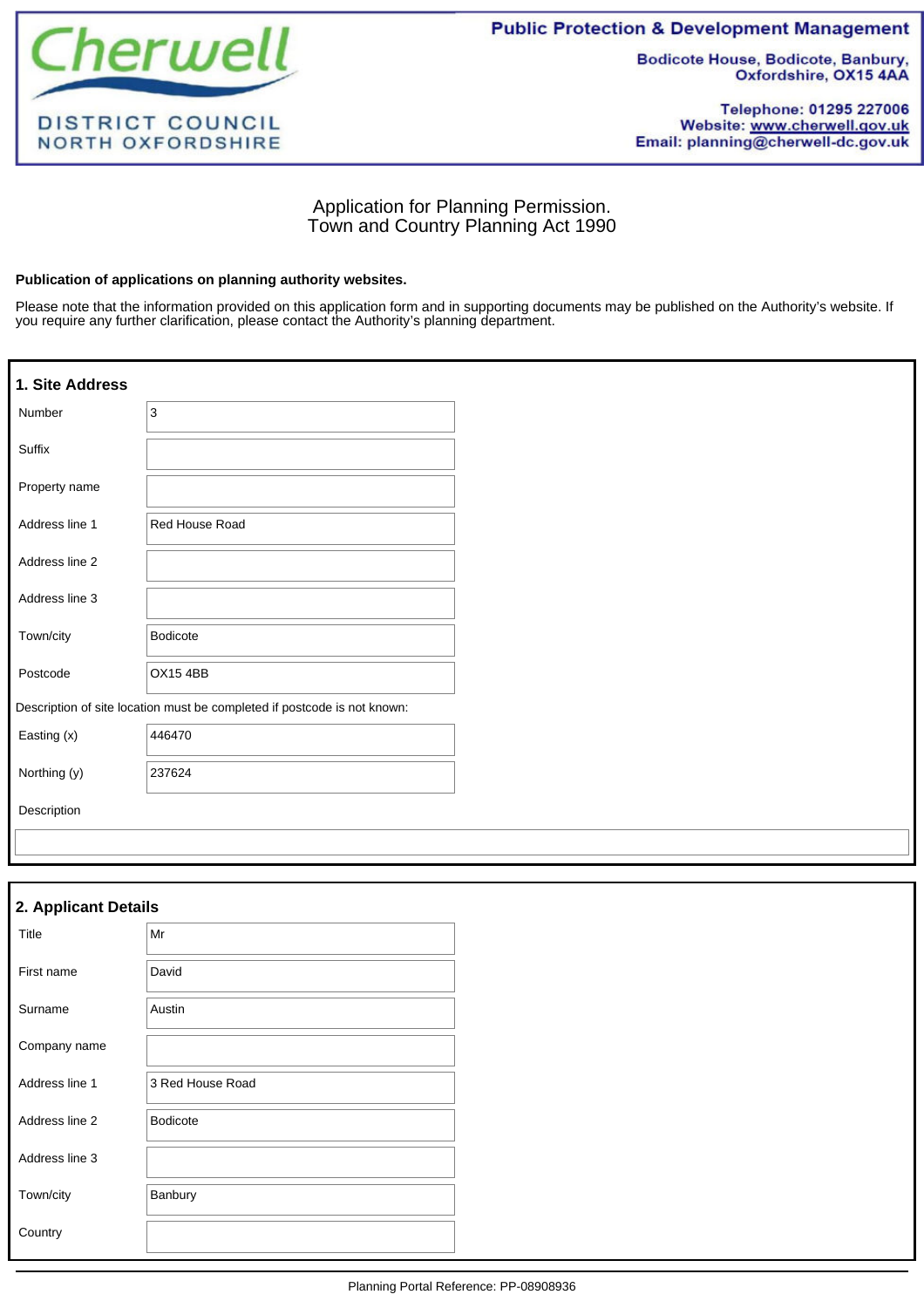Cherwell

DISTRICT COUNCIL
NORTH OXFORDSHIRE

**Public Protection & Development Management**

Bodicote House, Bodicote, Banbury, Oxfordshire, OX15 4AA

Telephone: 01295 227006
Website: www.cherwell.gov.uk
Email: planning@cherwell-dc.gov.uk

# Application for Planning Permission.
# Town and Country Planning Act 1990

**Publication of applications on planning authority websites.**

Please note that the information provided on this application form and in supporting documents may be published on the Authority's website. If you require any further clarification, please contact the Authority's planning department.

## 1. Site Address

| Field | Value |
|---|---|
| Number | 3 |
| Suffix | |
| Property name | |
| Address line 1 | Red House Road |
| Address line 2 | |
| Address line 3 | |
| Town/city | Bodicote |
| Postcode | OX15 4BB |

Description of site location must be completed if postcode is not known:

| Field | Value |
|---|---|
| Easting (x) | 446470 |
| Northing (y) | 237624 |
| Description | |

## 2. Applicant Details

| Field | Value |
|---|---|
| Title | Mr |
| First name | David |
| Surname | Austin |
| Company name | |
| Address line 1 | 3 Red House Road |
| Address line 2 | Bodicote |
| Address line 3 | |
| Town/city | Banbury |
| Country | |

Planning Portal Reference: PP-08908936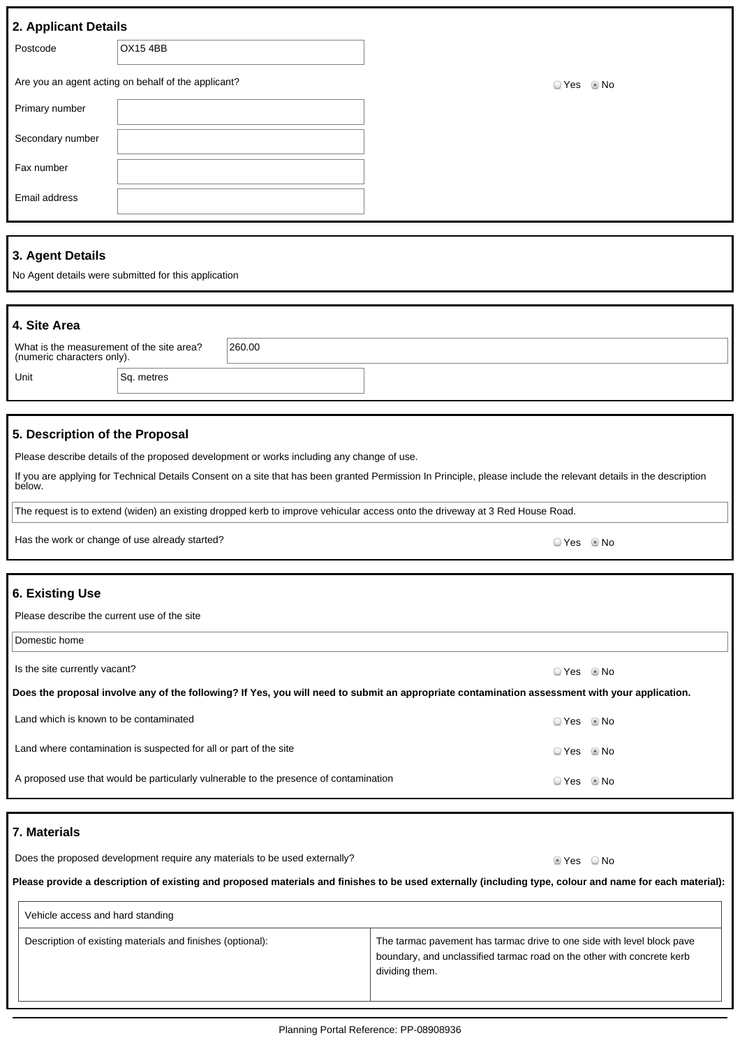## 2. Applicant Details

| | |
|---|---|
| Postcode | OX15 4BB |

Are you an agent acting on behalf of the applicant? ○ Yes ◉ No

| | |
|---|---|
| Primary number | |
| Secondary number | |
| Fax number | |
| Email address | |

## 3. Agent Details

No Agent details were submitted for this application

## 4. Site Area

| | |
|---|---|
| What is the measurement of the site area? (numeric characters only). | 260.00 |
| Unit | Sq. metres |

## 5. Description of the Proposal

Please describe details of the proposed development or works including any change of use.

If you are applying for Technical Details Consent on a site that has been granted Permission In Principle, please include the relevant details in the description below.

The request is to extend (widen) an existing dropped kerb to improve vehicular access onto the driveway at 3 Red House Road.

Has the work or change of use already started? ○ Yes ◉ No

## 6. Existing Use

Please describe the current use of the site

Domestic home

Is the site currently vacant? ○ Yes ◉ No

**Does the proposal involve any of the following? If Yes, you will need to submit an appropriate contamination assessment with your application.**

Land which is known to be contaminated ○ Yes ◉ No

Land where contamination is suspected for all or part of the site ○ Yes ◉ No

A proposed use that would be particularly vulnerable to the presence of contamination ○ Yes ◉ No

## 7. Materials

Does the proposed development require any materials to be used externally? ◉ Yes ○ No

**Please provide a description of existing and proposed materials and finishes to be used externally (including type, colour and name for each material):**

| Vehicle access and hard standing | |
|---|---|
| Description of existing materials and finishes (optional): | The tarmac pavement has tarmac drive to one side with level block pave boundary, and unclassified tarmac road on the other with concrete kerb dividing them. |

Planning Portal Reference: PP-08908936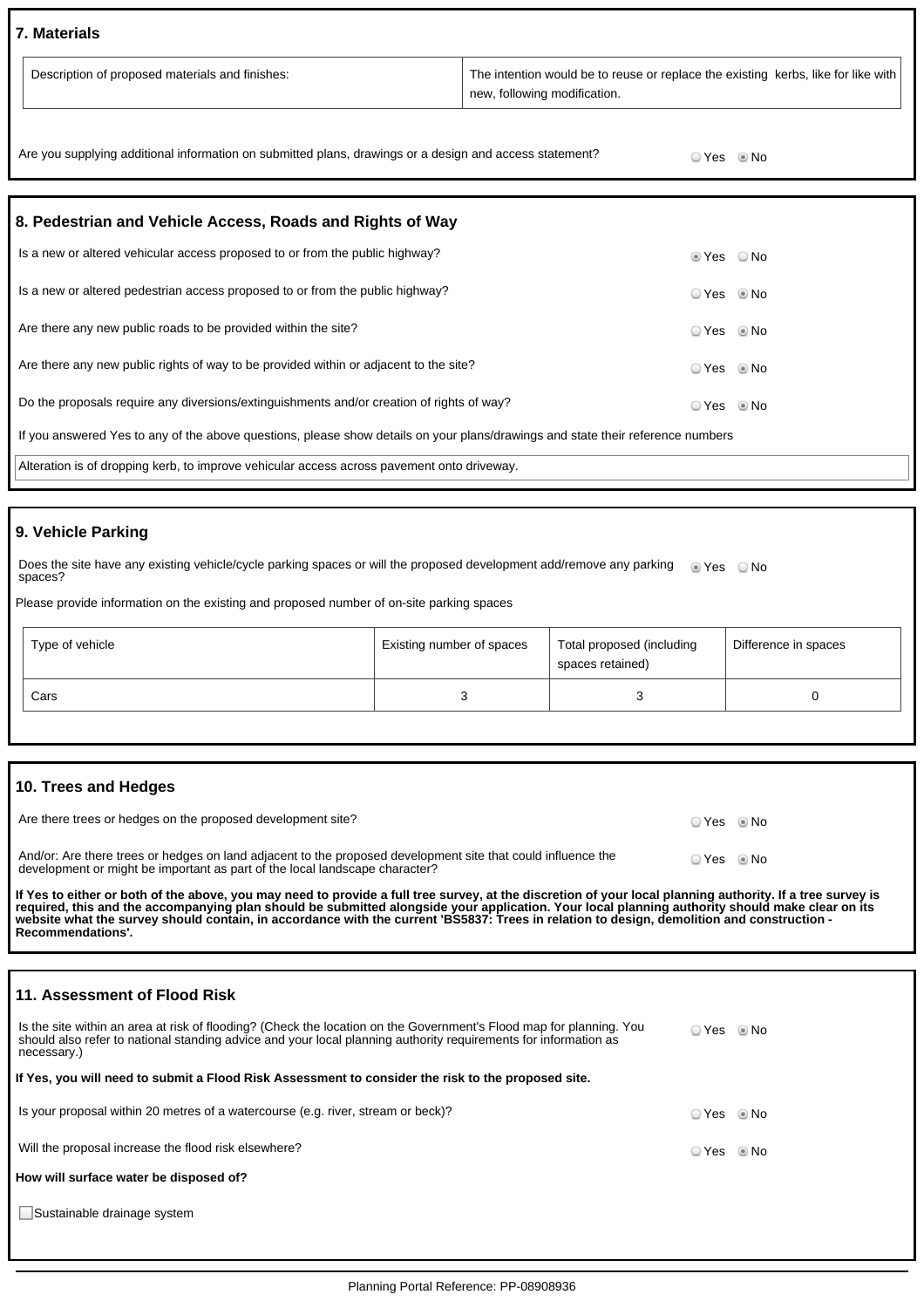## 7. Materials

| Description of proposed materials and finishes: | The intention would be to reuse or replace the existing kerbs, like for like with new, following modification. |
|---|---|

Are you supplying additional information on submitted plans, drawings or a design and access statement? ○ Yes ◉ No

## 8. Pedestrian and Vehicle Access, Roads and Rights of Way

Is a new or altered vehicular access proposed to or from the public highway? ◉ Yes ○ No

Is a new or altered pedestrian access proposed to or from the public highway? ○ Yes ◉ No

Are there any new public roads to be provided within the site? ○ Yes ◉ No

Are there any new public rights of way to be provided within or adjacent to the site? ○ Yes ◉ No

Do the proposals require any diversions/extinguishments and/or creation of rights of way? ○ Yes ◉ No

If you answered Yes to any of the above questions, please show details on your plans/drawings and state their reference numbers

Alteration is of dropping kerb, to improve vehicular access across pavement onto driveway.

## 9. Vehicle Parking

Does the site have any existing vehicle/cycle parking spaces or will the proposed development add/remove any parking spaces? ◉ Yes ○ No

Please provide information on the existing and proposed number of on-site parking spaces

| Type of vehicle | Existing number of spaces | Total proposed (including spaces retained) | Difference in spaces |
|---|---|---|---|
| Cars | 3 | 3 | 0 |

## 10. Trees and Hedges

Are there trees or hedges on the proposed development site? ○ Yes ◉ No

And/or: Are there trees or hedges on land adjacent to the proposed development site that could influence the development or might be important as part of the local landscape character? ○ Yes ◉ No

**If Yes to either or both of the above, you may need to provide a full tree survey, at the discretion of your local planning authority. If a tree survey is required, this and the accompanying plan should be submitted alongside your application. Your local planning authority should make clear on its website what the survey should contain, in accordance with the current 'BS5837: Trees in relation to design, demolition and construction - Recommendations'.**

## 11. Assessment of Flood Risk

Is the site within an area at risk of flooding? (Check the location on the Government's Flood map for planning. You should also refer to national standing advice and your local planning authority requirements for information as necessary.) ○ Yes ◉ No

**If Yes, you will need to submit a Flood Risk Assessment to consider the risk to the proposed site.**

Is your proposal within 20 metres of a watercourse (e.g. river, stream or beck)? ○ Yes ◉ No

Will the proposal increase the flood risk elsewhere? ○ Yes ◉ No

**How will surface water be disposed of?**

☐ Sustainable drainage system

Planning Portal Reference: PP-08908936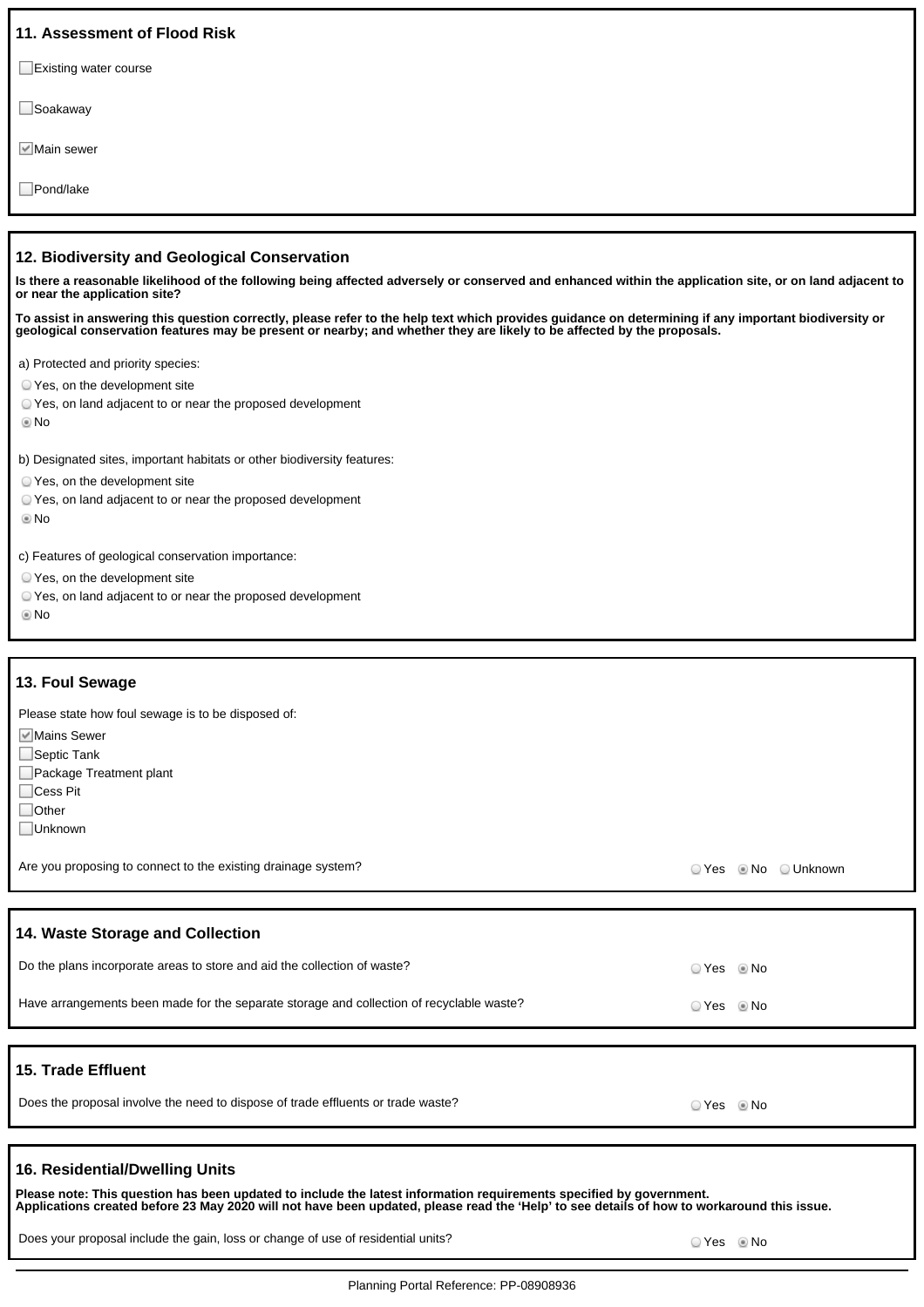## 11. Assessment of Flood Risk

- [ ] Existing water course
- [ ] Soakaway
- [x] Main sewer
- [ ] Pond/lake

## 12. Biodiversity and Geological Conservation

**Is there a reasonable likelihood of the following being affected adversely or conserved and enhanced within the application site, or on land adjacent to or near the application site?**

**To assist in answering this question correctly, please refer to the help text which provides guidance on determining if any important biodiversity or geological conservation features may be present or nearby; and whether they are likely to be affected by the proposals.**

a) Protected and priority species:

- ( ) Yes, on the development site
- ( ) Yes, on land adjacent to or near the proposed development
- (•) No

b) Designated sites, important habitats or other biodiversity features:

- ( ) Yes, on the development site
- ( ) Yes, on land adjacent to or near the proposed development
- (•) No

c) Features of geological conservation importance:

- ( ) Yes, on the development site
- ( ) Yes, on land adjacent to or near the proposed development
- (•) No

## 13. Foul Sewage

Please state how foul sewage is to be disposed of:

- [x] Mains Sewer
- [ ] Septic Tank
- [ ] Package Treatment plant
- [ ] Cess Pit
- [ ] Other
- [ ] Unknown

Are you proposing to connect to the existing drainage system? ( ) Yes (•) No ( ) Unknown

## 14. Waste Storage and Collection

Do the plans incorporate areas to store and aid the collection of waste? ( ) Yes (•) No

Have arrangements been made for the separate storage and collection of recyclable waste? ( ) Yes (•) No

## 15. Trade Effluent

Does the proposal involve the need to dispose of trade effluents or trade waste? ( ) Yes (•) No

## 16. Residential/Dwelling Units

**Please note: This question has been updated to include the latest information requirements specified by government.**
**Applications created before 23 May 2020 will not have been updated, please read the 'Help' to see details of how to workaround this issue.**

Does your proposal include the gain, loss or change of use of residential units? ( ) Yes (•) No

Planning Portal Reference: PP-08908936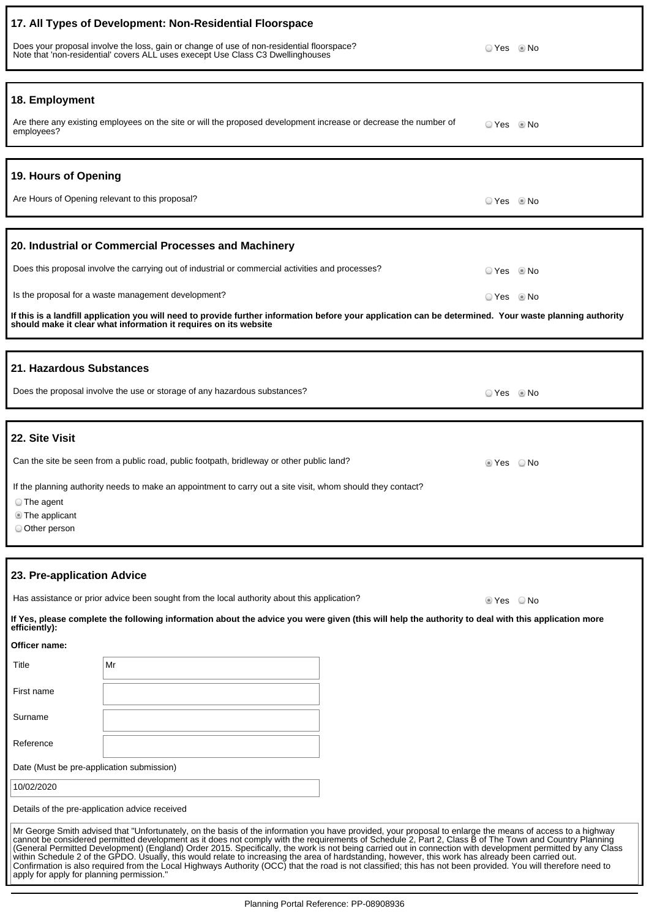## 17. All Types of Development: Non-Residential Floorspace

Does your proposal involve the loss, gain or change of use of non-residential floorspace?
Note that 'non-residential' covers ALL uses execept Use Class C3 Dwellinghouses

○ Yes ◉ No

## 18. Employment

Are there any existing employees on the site or will the proposed development increase or decrease the number of employees?

○ Yes ◉ No

## 19. Hours of Opening

Are Hours of Opening relevant to this proposal?

○ Yes ◉ No

## 20. Industrial or Commercial Processes and Machinery

Does this proposal involve the carrying out of industrial or commercial activities and processes?

○ Yes ◉ No

Is the proposal for a waste management development?

○ Yes ◉ No

**If this is a landfill application you will need to provide further information before your application can be determined. Your waste planning authority should make it clear what information it requires on its website**

## 21. Hazardous Substances

Does the proposal involve the use or storage of any hazardous substances?

○ Yes ◉ No

## 22. Site Visit

Can the site be seen from a public road, public footpath, bridleway or other public land?

◉ Yes ○ No

If the planning authority needs to make an appointment to carry out a site visit, whom should they contact?

○ The agent
◉ The applicant
○ Other person

## 23. Pre-application Advice

Has assistance or prior advice been sought from the local authority about this application?

◉ Yes ○ No

**If Yes, please complete the following information about the advice you were given (this will help the authority to deal with this application more efficiently):**

**Officer name:**

| | |
|---|---|
| Title | Mr |
| First name | |
| Surname | |
| Reference | |

Date (Must be pre-application submission)

10/02/2020

Details of the pre-application advice received

Mr George Smith advised that "Unfortunately, on the basis of the information you have provided, your proposal to enlarge the means of access to a highway cannot be considered permitted development as it does not comply with the requirements of Schedule 2, Part 2, Class B of The Town and Country Planning (General Permitted Development) (England) Order 2015. Specifically, the work is not being carried out in connection with development permitted by any Class within Schedule 2 of the GPDO. Usually, this would relate to increasing the area of hardstanding, however, this work has already been carried out. Confirmation is also required from the Local Highways Authority (OCC) that the road is not classified; this has not been provided. You will therefore need to apply for apply for planning permission."

Planning Portal Reference: PP-08908936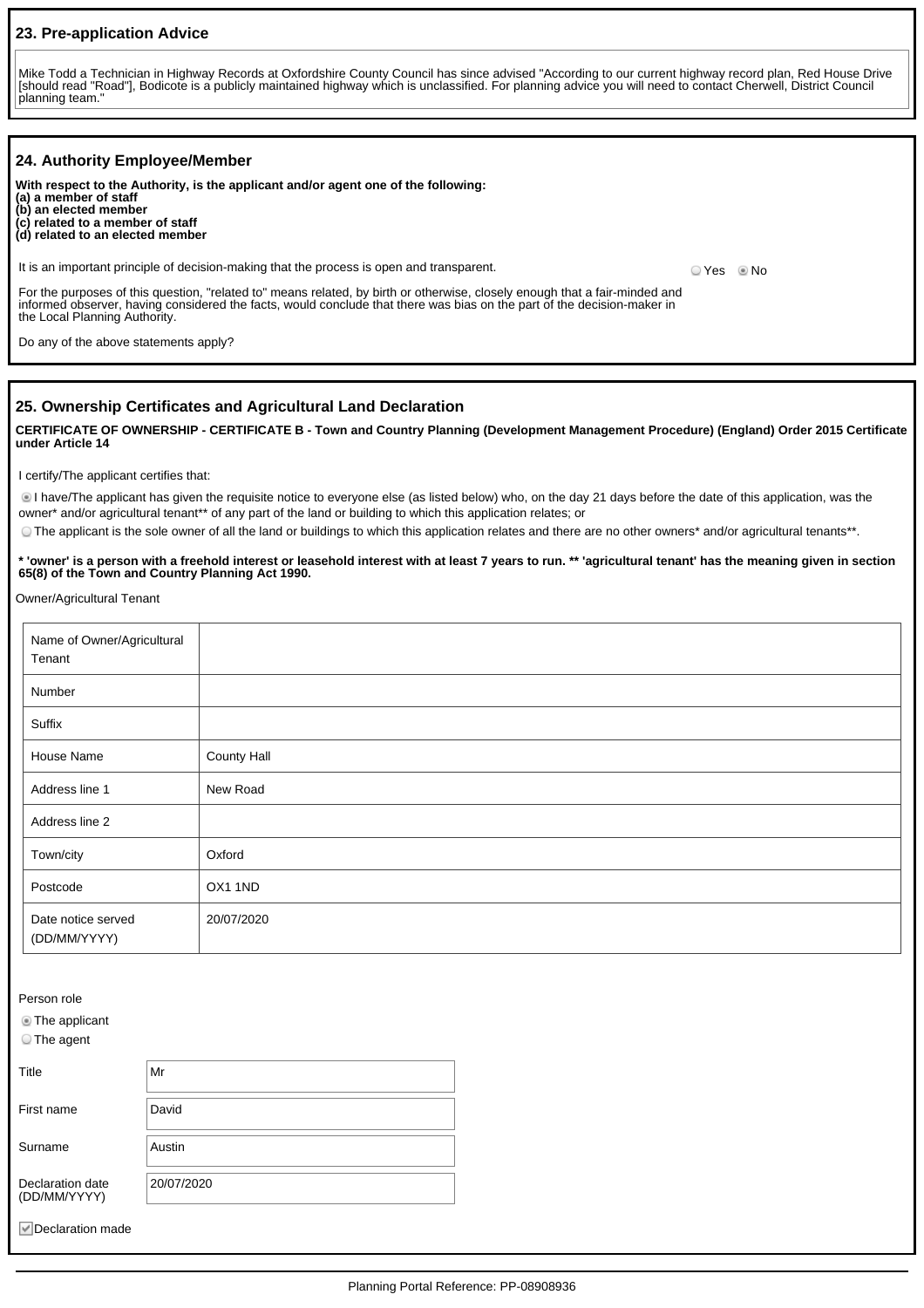## 23. Pre-application Advice

Mike Todd a Technician in Highway Records at Oxfordshire County Council has since advised "According to our current highway record plan, Red House Drive [should read "Road"], Bodicote is a publicly maintained highway which is unclassified. For planning advice you will need to contact Cherwell, District Council planning team."

## 24. Authority Employee/Member

**With respect to the Authority, is the applicant and/or agent one of the following:**
**(a) a member of staff**
**(b) an elected member**
**(c) related to a member of staff**
**(d) related to an elected member**

It is an important principle of decision-making that the process is open and transparent.

For the purposes of this question, "related to" means related, by birth or otherwise, closely enough that a fair-minded and informed observer, having considered the facts, would conclude that there was bias on the part of the decision-maker in the Local Planning Authority.

Do any of the above statements apply?

○ Yes ◉ No

## 25. Ownership Certificates and Agricultural Land Declaration

**CERTIFICATE OF OWNERSHIP - CERTIFICATE B - Town and Country Planning (Development Management Procedure) (England) Order 2015 Certificate under Article 14**

I certify/The applicant certifies that:

◉ I have/The applicant has given the requisite notice to everyone else (as listed below) who, on the day 21 days before the date of this application, was the owner* and/or agricultural tenant** of any part of the land or building to which this application relates; or

○ The applicant is the sole owner of all the land or buildings to which this application relates and there are no other owners* and/or agricultural tenants**.

**\* 'owner' is a person with a freehold interest or leasehold interest with at least 7 years to run. \*\* 'agricultural tenant' has the meaning given in section 65(8) of the Town and Country Planning Act 1990.**

Owner/Agricultural Tenant

| Field | Value |
|---|---|
| Name of Owner/Agricultural Tenant | |
| Number | |
| Suffix | |
| House Name | County Hall |
| Address line 1 | New Road |
| Address line 2 | |
| Town/city | Oxford |
| Postcode | OX1 1ND |
| Date notice served (DD/MM/YYYY) | 20/07/2020 |

Person role

◉ The applicant
○ The agent

| Field | Value |
|---|---|
| Title | Mr |
| First name | David |
| Surname | Austin |
| Declaration date (DD/MM/YYYY) | 20/07/2020 |

☑ Declaration made

Planning Portal Reference: PP-08908936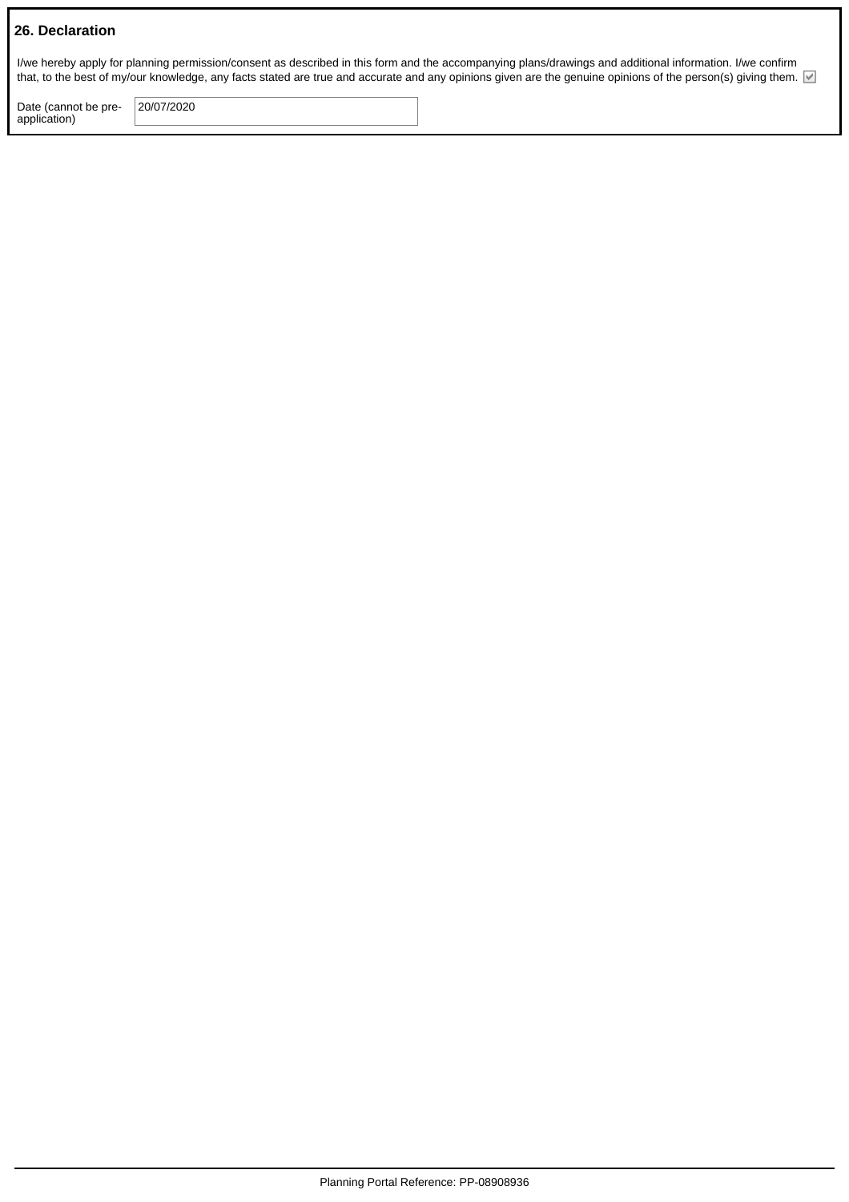## 26. Declaration

I/we hereby apply for planning permission/consent as described in this form and the accompanying plans/drawings and additional information. I/we confirm that, to the best of my/our knowledge, any facts stated are true and accurate and any opinions given are the genuine opinions of the person(s) giving them. ☑

| | |
|---|---|
| Date (cannot be pre-application) | 20/07/2020 |